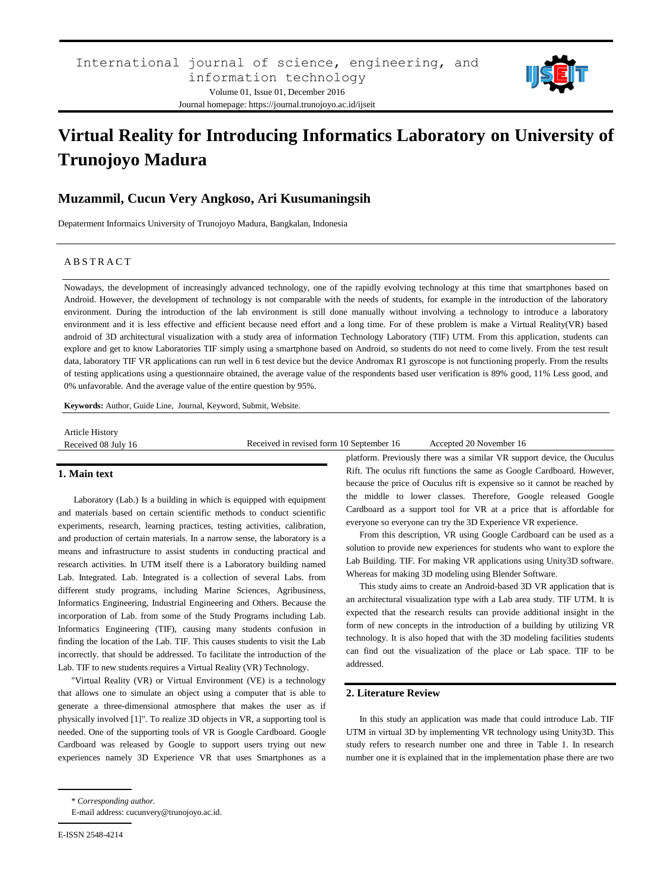International journal of science, engineering, and information technology

Volume 01, Issue 01, December 2016

Journal homepage: https://journal.trunojoyo.ac.id/ijseit

# Virtual Reality for Introducing Informatics Laboratory on University of Trunojoyo Madura

## Muzammil, Cucun Very Angkoso, Ari Kusumaningsih

Depaterment Informaics University of Trunojoyo Madura, Bangkalan, Indonesia

ABSTRACT

Nowadays, the development of increasingly advanced technology, one of the rapidly evolving technology at this time that smartphones based on Android. However, the development of technology is not comparable with the needs of students, for example in the introduction of the laboratory environment. During the introduction of the lab environment is still done manually without involving a technology to introduce a laboratory environment and it is less effective and efficient because need effort and a long time. For of these problem is make a Virtual Reality(VR) based android of 3D architectural visualization with a study area of information Technology Laboratory (TIF) UTM. From this application, students can explore and get to know Laboratories TIF simply using a smartphone based on Android, so students do not need to come lively. From the test result data, laboratory TIF VR applications can run well in 6 test device but the device Andromax R1 gyroscope is not functioning properly. From the results of testing applications using a questionnaire obtained, the average value of the respondents based user verification is 89% good, 11% Less good, and 0% unfavorable. And the average value of the entire question by 95%.

**Keywords:** Author, Guide Line, Journal, Keyword, Submit, Website.

Article History

Received 08 July 16 | Received in revised form 10 September 16 | Accepted 20 November 16

### 1. Main text

Laboratory (Lab.) Is a building in which is equipped with equipment and materials based on certain scientific methods to conduct scientific experiments, research, learning practices, testing activities, calibration, and production of certain materials. In a narrow sense, the laboratory is a means and infrastructure to assist students in conducting practical and research activities. In UTM itself there is a Laboratory building named Lab. Integrated. Lab. Integrated is a collection of several Labs. from different study programs, including Marine Sciences, Agribusiness, Informatics Engineering, Industrial Engineering and Others. Because the incorporation of Lab. from some of the Study Programs including Lab. Informatics Engineering (TIF), causing many students confusion in finding the location of the Lab. TIF. This causes students to visit the Lab incorrectly. that should be addressed. To facilitate the introduction of the Lab. TIF to new students requires a Virtual Reality (VR) Technology.

"Virtual Reality (VR) or Virtual Environment (VE) is a technology that allows one to simulate an object using a computer that is able to generate a three-dimensional atmosphere that makes the user as if physically involved [1]". To realize 3D objects in VR, a supporting tool is needed. One of the supporting tools of VR is Google Cardboard. Google Cardboard was released by Google to support users trying out new experiences namely 3D Experience VR that uses Smartphones as a platform. Previously there was a similar VR support device, the Oculus Rift. The oculus rift functions the same as Google Cardboard. However, because the price of Oculus rift is expensive so it cannot be reached by the middle to lower classes. Therefore, Google released Google Cardboard as a support tool for VR at a price that is affordable for everyone so everyone can try the 3D Experience VR experience.

From this description, VR using Google Cardboard can be used as a solution to provide new experiences for students who want to explore the Lab Building. TIF. For making VR applications using Unity3D software. Whereas for making 3D modeling using Blender Software.

This study aims to create an Android-based 3D VR application that is an architectural visualization type with a Lab area study. TIF UTM. It is expected that the research results can provide additional insight in the form of new concepts in the introduction of a building by utilizing VR technology. It is also hoped that with the 3D modeling facilities students can find out the visualization of the place or Lab space. TIF to be addressed.

### 2. Literature Review

In this study an application was made that could introduce Lab. TIF UTM in virtual 3D by implementing VR technology using Unity3D. This study refers to research number one and three in Table 1. In research number one it is explained that in the implementation phase there are two

\* *Corresponding author.*

E-mail address: cucunvery@trunojoyo.ac.id.

E-ISSN 2548-4214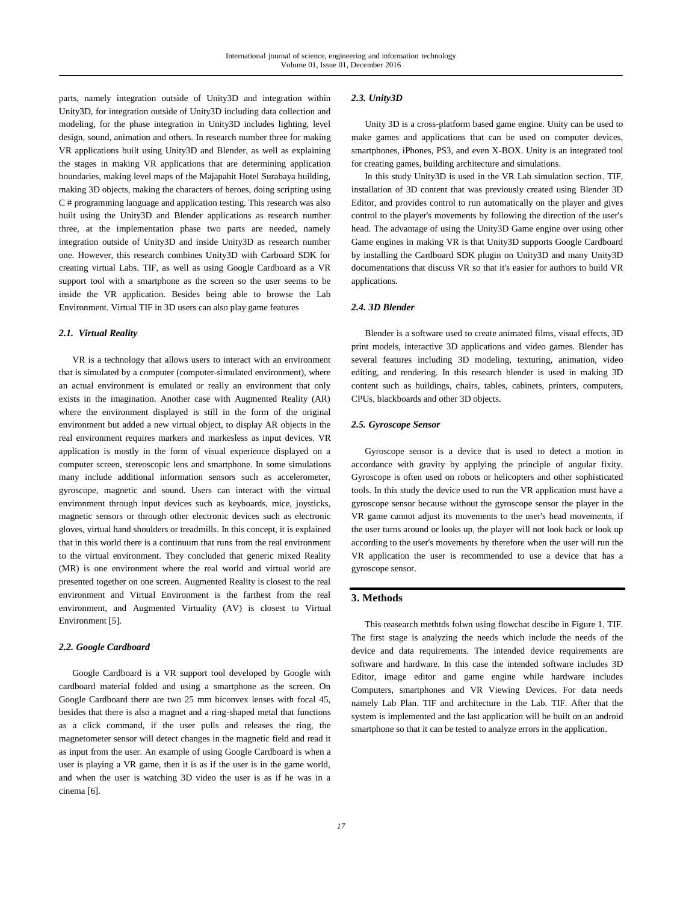parts, namely integration outside of Unity3D and integration within Unity3D, for integration outside of Unity3D including data collection and modeling, for the phase integration in Unity3D includes lighting, level design, sound, animation and others. In research number three for making VR applications built using Unity3D and Blender, as well as explaining the stages in making VR applications that are determining application boundaries, making level maps of the Majapahit Hotel Surabaya building, making 3D objects, making the characters of heroes, doing scripting using C # programming language and application testing. This research was also built using the Unity3D and Blender applications as research number three, at the implementation phase two parts are needed, namely integration outside of Unity3D and inside Unity3D as research number one. However, this research combines Unity3D with Carboard SDK for creating virtual Labs. TIF, as well as using Google Cardboard as a VR support tool with a smartphone as the screen so the user seems to be inside the VR application. Besides being able to browse the Lab Environment. Virtual TIF in 3D users can also play game features

### *2.1. Virtual Reality*

VR is a technology that allows users to interact with an environment that is simulated by a computer (computer-simulated environment), where an actual environment is emulated or really an environment that only exists in the imagination. Another case with Augmented Reality (AR) where the environment displayed is still in the form of the original environment but added a new virtual object, to display AR objects in the real environment requires markers and markesless as input devices. VR application is mostly in the form of visual experience displayed on a computer screen, stereoscopic lens and smartphone. In some simulations many include additional information sensors such as accelerometer, gyroscope, magnetic and sound. Users can interact with the virtual environment through input devices such as keyboards, mice, joysticks, magnetic sensors or through other electronic devices such as electronic gloves, virtual hand shoulders or treadmills. In this concept, it is explained that in this world there is a continuum that runs from the real environment to the virtual environment. They concluded that generic mixed Reality (MR) is one environment where the real world and virtual world are presented together on one screen. Augmented Reality is closest to the real environment and Virtual Environment is the farthest from the real environment, and Augmented Virtuality (AV) is closest to Virtual Environment [5].

### *2.2. Google Cardboard*

Google Cardboard is a VR support tool developed by Google with cardboard material folded and using a smartphone as the screen. On Google Cardboard there are two 25 mm biconvex lenses with focal 45, besides that there is also a magnet and a ring-shaped metal that functions as a click command, if the user pulls and releases the ring, the magnetometer sensor will detect changes in the magnetic field and read it as input from the user. An example of using Google Cardboard is when a user is playing a VR game, then it is as if the user is in the game world, and when the user is watching 3D video the user is as if he was in a cinema [6].

### *2.3. Unity3D*

Unity 3D is a cross-platform based game engine. Unity can be used to make games and applications that can be used on computer devices, smartphones, iPhones, PS3, and even X-BOX. Unity is an integrated tool for creating games, building architecture and simulations.

In this study Unity3D is used in the VR Lab simulation section. TIF, installation of 3D content that was previously created using Blender 3D Editor, and provides control to run automatically on the player and gives control to the player's movements by following the direction of the user's head. The advantage of using the Unity3D Game engine over using other Game engines in making VR is that Unity3D supports Google Cardboard by installing the Cardboard SDK plugin on Unity3D and many Unity3D documentations that discuss VR so that it's easier for authors to build VR applications.

### *2.4. 3D Blender*

Blender is a software used to create animated films, visual effects, 3D print models, interactive 3D applications and video games. Blender has several features including 3D modeling, texturing, animation, video editing, and rendering. In this research blender is used in making 3D content such as buildings, chairs, tables, cabinets, printers, computers, CPUs, blackboards and other 3D objects.

### *2.5. Gyroscope Sensor*

Gyroscope sensor is a device that is used to detect a motion in accordance with gravity by applying the principle of angular fixity. Gyroscope is often used on robots or helicopters and other sophisticated tools. In this study the device used to run the VR application must have a gyroscope sensor because without the gyroscope sensor the player in the VR game cannot adjust its movements to the user's head movements, if the user turns around or looks up, the player will not look back or look up according to the user's movements by therefore when the user will run the VR application the user is recommended to use a device that has a gyroscope sensor.

## 3. Methods

This reasearch methtds folwn using flowchat descibe in Figure 1. TIF. The first stage is analyzing the needs which include the needs of the device and data requirements. The intended device requirements are software and hardware. In this case the intended software includes 3D Editor, image editor and game engine while hardware includes Computers, smartphones and VR Viewing Devices. For data needs namely Lab Plan. TIF and architecture in the Lab. TIF. After that the system is implemented and the last application will be built on an android smartphone so that it can be tested to analyze errors in the application.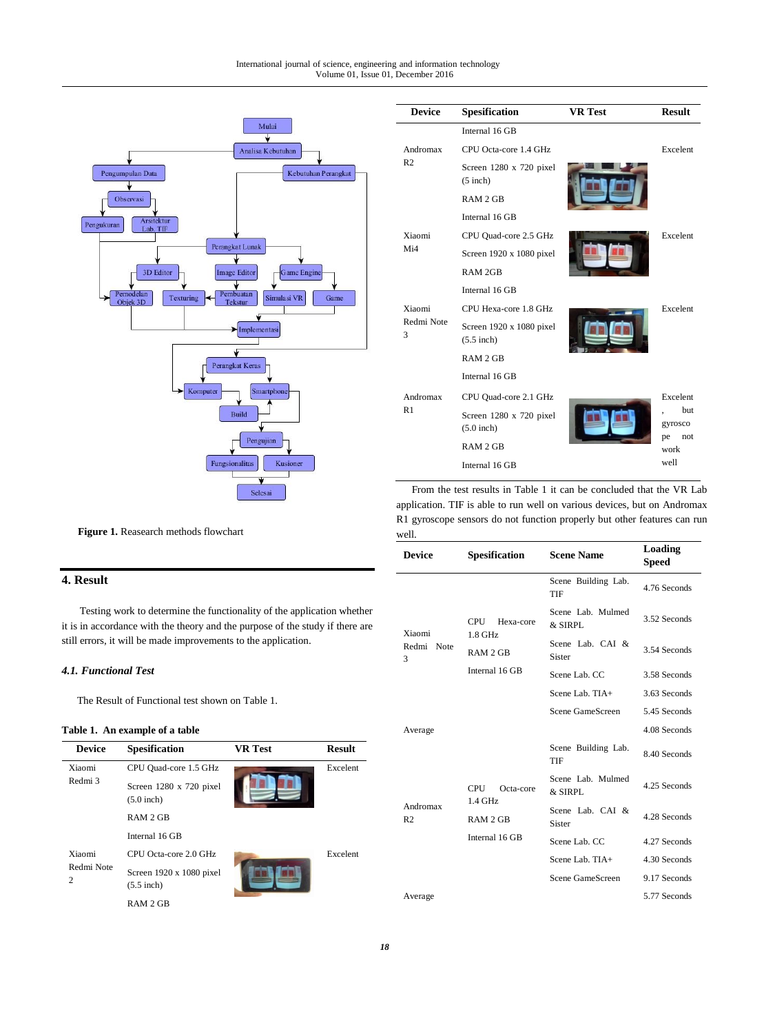Figure 1. Reasearch methods flowchart

## 4. Result

Testing work to determine the functionality of the application whether it is in accordance with the theory and the purpose of the study if there are still errors, it will be made improvements to the application.

### 4.1. Functional Test

The Result of Functional test shown on Table 1.

**Table 1. An example of a table**

| Device | Spesification | VR Test | Result |
|---|---|---|---|
| Xiaomi Redmi 3 | CPU Quad-core 1.5 GHz | | Excelent |
| | Screen 1280 x 720 pixel (5.0 inch) | | |
| | RAM 2 GB | | |
| | Internal 16 GB | | |
| Xiaomi Redmi Note 2 | CPU Octa-core 2.0 GHz | | Excelent |
| | Screen 1920 x 1080 pixel (5.5 inch) | | |
| | RAM 2 GB | | |
| | Internal 16 GB | | |
| Andromax R2 | CPU Octa-core 1.4 GHz | | Excelent |
| | Screen 1280 x 720 pixel (5 inch) | | |
| | RAM 2 GB | | |
| | Internal 16 GB | | |
| Xiaomi Mi4 | CPU Quad-core 2.5 GHz | | Excelent |
| | Screen 1920 x 1080 pixel | | |
| | RAM 2GB | | |
| | Internal 16 GB | | |
| Xiaomi Redmi Note 3 | CPU Hexa-core 1.8 GHz | | Excelent |
| | Screen 1920 x 1080 pixel (5.5 inch) | | |
| | RAM 2 GB | | |
| | Internal 16 GB | | |
| Andromax R1 | CPU Quad-core 2.1 GHz | | Excelent, but gyroscope not work well |
| | Screen 1280 x 720 pixel (5.0 inch) | | |
| | RAM 2 GB | | |
| | Internal 16 GB | | |

From the test results in Table 1 it can be concluded that the VR Lab application. TIF is able to run well on various devices, but on Andromax R1 gyroscope sensors do not function properly but other features can run well.

| Device | Spesification | Scene Name | Loading Speed |
|---|---|---|---|
| Xiaomi Redmi Note 3 | CPU Hexa-core 1.8 GHz, RAM 2 GB, Internal 16 GB | Scene Building Lab. TIF | 4.76 Seconds |
| | | Scene Lab. Mulmed & SIRPL | 3.52 Seconds |
| | | Scene Lab. CAI & Sister | 3.54 Seconds |
| | | Scene Lab. CC | 3.58 Seconds |
| | | Scene Lab. TIA+ | 3.63 Seconds |
| | | Scene GameScreen | 5.45 Seconds |
| Average | | | 4.08 Seconds |
| Andromax R2 | CPU Octa-core 1.4 GHz, RAM 2 GB, Internal 16 GB | Scene Building Lab. TIF | 8.40 Seconds |
| | | Scene Lab. Mulmed & SIRPL | 4.25 Seconds |
| | | Scene Lab. CAI & Sister | 4.28 Seconds |
| | | Scene Lab. CC | 4.27 Seconds |
| | | Scene Lab. TIA+ | 4.30 Seconds |
| | | Scene GameScreen | 9.17 Seconds |
| Average | | | 5.77 Seconds |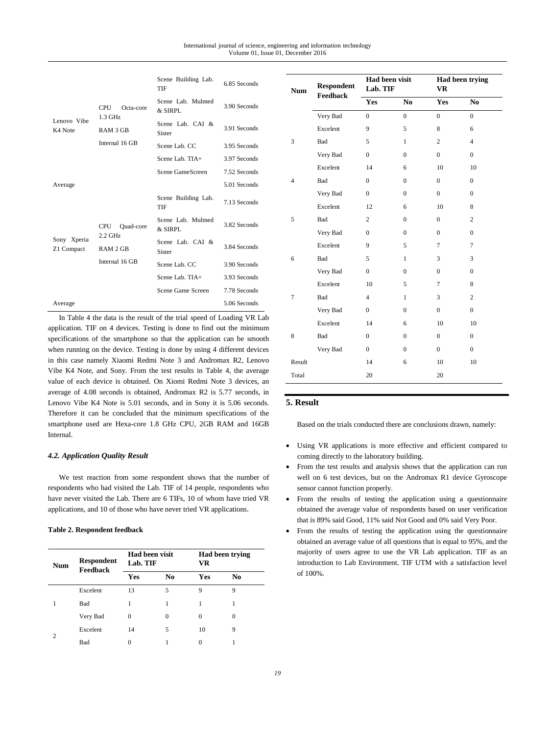| | | Scene Building Lab. TIF | 6.85 Seconds |
|---|---|---|---|
| Lenovo Vibe K4 Note | CPU Octa-core 1.3 GHz RAM 3 GB Internal 16 GB | Scene Lab. Mulmed & SIRPL | 3.90 Seconds |
| | | Scene Lab. CAI & Sister | 3.91 Seconds |
| | | Scene Lab. CC | 3.95 Seconds |
| | | Scene Lab. TIA+ | 3.97 Seconds |
| | | Scene GameScreen | 7.52 Seconds |
| Average | | | 5.01 Seconds |
| Sony Xperia Z1 Compact | CPU Quad-core 2.2 GHz RAM 2 GB Internal 16 GB | Scene Building Lab. TIF | 7.13 Seconds |
| | | Scene Lab. Mulmed & SIRPL | 3.82 Seconds |
| | | Scene Lab. CAI & Sister | 3.84 Seconds |
| | | Scene Lab. CC | 3.90 Seconds |
| | | Scene Lab. TIA+ | 3.93 Seconds |
| | | Scene Game Screen | 7.78 Seconds |
| Average | | | 5.06 Seconds |

In Table 4 the data is the result of the trial speed of Loading VR Lab application. TIF on 4 devices. Testing is done to find out the minimum specifications of the smartphone so that the application can be smooth when running on the device. Testing is done by using 4 different devices in this case namely Xiaomi Redmi Note 3 and Andromax R2, Lenovo Vibe K4 Note, and Sony. From the test results in Table 4, the average value of each device is obtained. On Xiomi Redmi Note 3 devices, an average of 4.08 seconds is obtained, Andromax R2 is 5.77 seconds, in Lenovo Vibe K4 Note is 5.01 seconds, and in Sony it is 5.06 seconds. Therefore it can be concluded that the minimum specifications of the smartphone used are Hexa-core 1.8 GHz CPU, 2GB RAM and 16GB Internal.

### *4.2. Application Quality Result*

We test reaction from some respondent shows that the number of respondents who had visited the Lab. TIF of 14 people, respondents who have never visited the Lab. There are 6 TIFs, 10 of whom have tried VR applications, and 10 of those who have never tried VR applications.

**Table 2. Respondent feedback**

| Num | Respondent Feedback | Had been visit Lab. TIF | | Had been trying VR | |
|---|---|---|---|---|---|
| | | Yes | No | Yes | No |
| 1 | Excelent | 13 | 5 | 9 | 9 |
| | Bad | 1 | 1 | 1 | 1 |
| | Very Bad | 0 | 0 | 0 | 0 |
| 2 | Excelent | 14 | 5 | 10 | 9 |
| | Bad | 0 | 1 | 0 | 1 |
| | Very Bad | 0 | 0 | 0 | 0 |
| 3 | Excelent | 9 | 5 | 8 | 6 |
| | Bad | 5 | 1 | 2 | 4 |
| | Very Bad | 0 | 0 | 0 | 0 |
| 4 | Excelent | 14 | 6 | 10 | 10 |
| | Bad | 0 | 0 | 0 | 0 |
| | Very Bad | 0 | 0 | 0 | 0 |
| 5 | Excelent | 12 | 6 | 10 | 8 |
| | Bad | 2 | 0 | 0 | 2 |
| | Very Bad | 0 | 0 | 0 | 0 |
| 6 | Excelent | 9 | 5 | 7 | 7 |
| | Bad | 5 | 1 | 3 | 3 |
| | Very Bad | 0 | 0 | 0 | 0 |
| 7 | Excelent | 10 | 5 | 7 | 8 |
| | Bad | 4 | 1 | 3 | 2 |
| | Very Bad | 0 | 0 | 0 | 0 |
| 8 | Excelent | 14 | 6 | 10 | 10 |
| | Bad | 0 | 0 | 0 | 0 |
| | Very Bad | 0 | 0 | 0 | 0 |
| Result | | 14 | 6 | 10 | 10 |
| Total | | 20 | | 20 | |

## 5. Result

Based on the trials conducted there are conclusions drawn, namely:

- Using VR applications is more effective and efficient compared to coming directly to the laboratory building.
- From the test results and analysis shows that the application can run well on 6 test devices, but on the Andromax R1 device Gyroscope sensor cannot function properly.
- From the results of testing the application using a questionnaire obtained the average value of respondents based on user verification that is 89% said Good, 11% said Not Good and 0% said Very Poor.
- From the results of testing the application using the questionnaire obtained an average value of all questions that is equal to 95%, and the majority of users agree to use the VR Lab application. TIF as an introduction to Lab Environment. TIF UTM with a satisfaction level of 100%.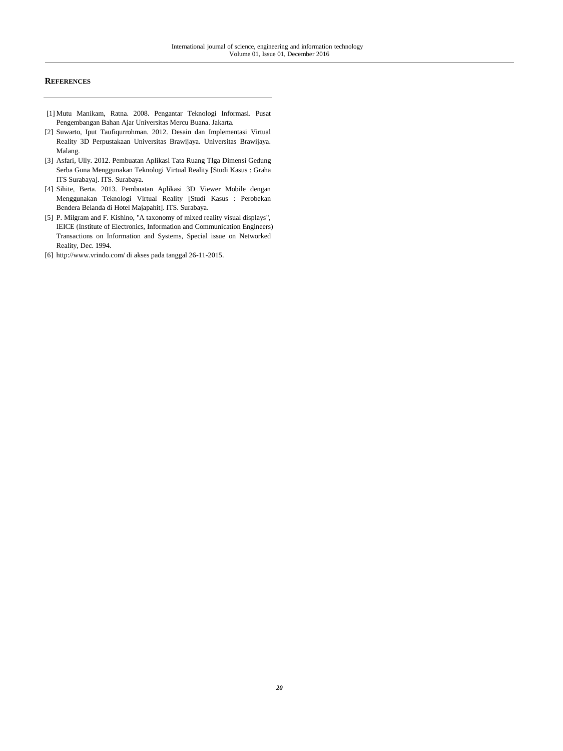## REFERENCES

[1] Mutu Manikam, Ratna. 2008. Pengantar Teknologi Informasi. Pusat Pengembangan Bahan Ajar Universitas Mercu Buana. Jakarta.

[2] Suwarto, Iput Taufiqurrohman. 2012. Desain dan Implementasi Virtual Reality 3D Perpustakaan Universitas Brawijaya. Universitas Brawijaya. Malang.

[3] Asfari, Ully. 2012. Pembuatan Aplikasi Tata Ruang TIga Dimensi Gedung Serba Guna Menggunakan Teknologi Virtual Reality [Studi Kasus : Graha ITS Surabaya]. ITS. Surabaya.

[4] Sihite, Berta. 2013. Pembuatan Aplikasi 3D Viewer Mobile dengan Menggunakan Teknologi Virtual Reality [Studi Kasus : Perobekan Bendera Belanda di Hotel Majapahit]. ITS. Surabaya.

[5] P. Milgram and F. Kishino, "A taxonomy of mixed reality visual displays", IEICE (Institute of Electronics, Information and Communication Engineers) Transactions on Information and Systems, Special issue on Networked Reality, Dec. 1994.

[6] http://www.vrindo.com/ di akses pada tanggal 26-11-2015.